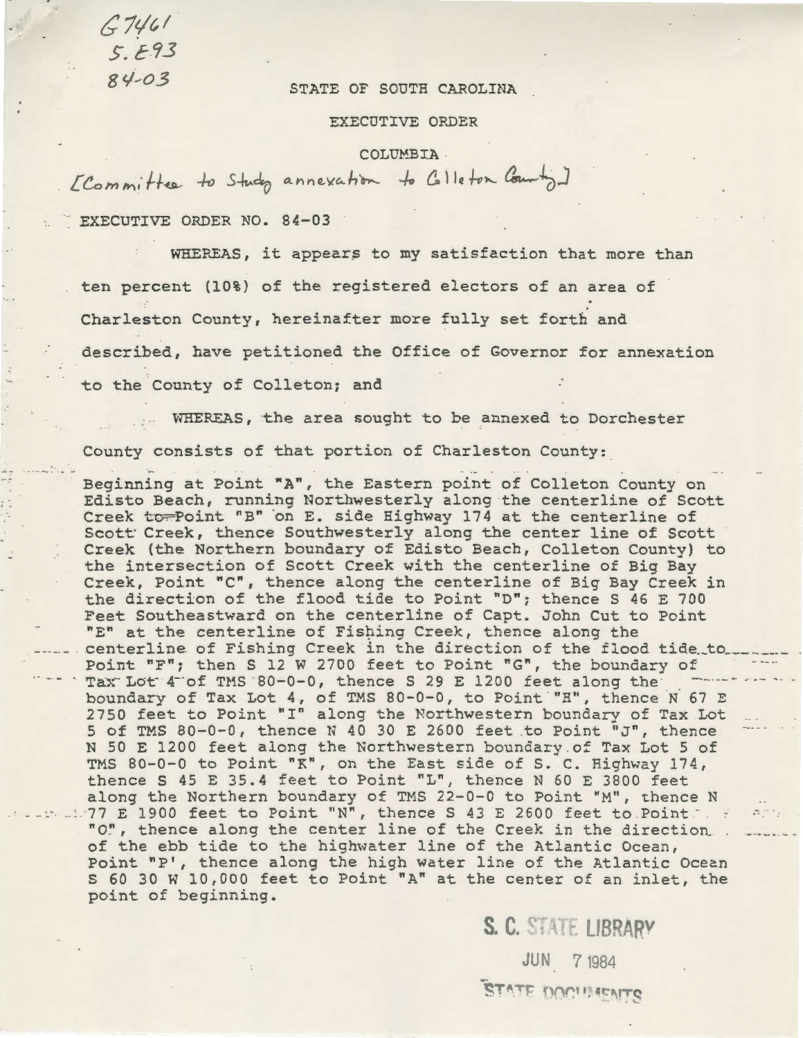G7461
5.E93
84-03

STATE OF SOUTH CAROLINA

EXECUTIVE ORDER

COLUMBIA

[Committee to Study annexation to Colleton County]

EXECUTIVE ORDER NO. 84-03

WHEREAS, it appears to my satisfaction that more than ten percent (10%) of the registered electors of an area of Charleston County, hereinafter more fully set forth and described, have petitioned the Office of Governor for annexation to the County of Colleton; and

WHEREAS, the area sought to be annexed to Dorchester County consists of that portion of Charleston County:

Beginning at Point "A", the Eastern point of Colleton County on Edisto Beach, running Northwesterly along the centerline of Scott Creek to Point "B" on E. side Highway 174 at the centerline of Scott Creek, thence Southwesterly along the center line of Scott Creek (the Northern boundary of Edisto Beach, Colleton County) to the intersection of Scott Creek with the centerline of Big Bay Creek, Point "C", thence along the centerline of Big Bay Creek in the direction of the flood tide to Point "D"; thence S 46 E 700 Feet Southeastward on the centerline of Capt. John Cut to Point "E" at the centerline of Fishing Creek, thence along the centerline of Fishing Creek in the direction of the flood tide to Point "F"; then S 12 W 2700 feet to Point "G", the boundary of Tax Lot 4 of TMS 80-0-0, thence S 29 E 1200 feet along the boundary of Tax Lot 4, of TMS 80-0-0, to Point "H", thence N 67 E 2750 feet to Point "I" along the Northwestern boundary of Tax Lot 5 of TMS 80-0-0, thence N 40 30 E 2600 feet to Point "J", thence N 50 E 1200 feet along the Northwestern boundary of Tax Lot 5 of TMS 80-0-0 to Point "K", on the East side of S. C. Highway 174, thence S 45 E 35.4 feet to Point "L", thence N 60 E 3800 feet along the Northern boundary of TMS 22-0-0 to Point "M", thence N 77 E 1900 feet to Point "N", thence S 43 E 2600 feet to Point "O", thence along the center line of the Creek in the direction of the ebb tide to the highwater line of the Atlantic Ocean, Point "P', thence along the high water line of the Atlantic Ocean S 60 30 W 10,000 feet to Point "A" at the center of an inlet, the point of beginning.

S. C. STATE LIBRARY
JUN 7 1984
STATE DOCUMENTS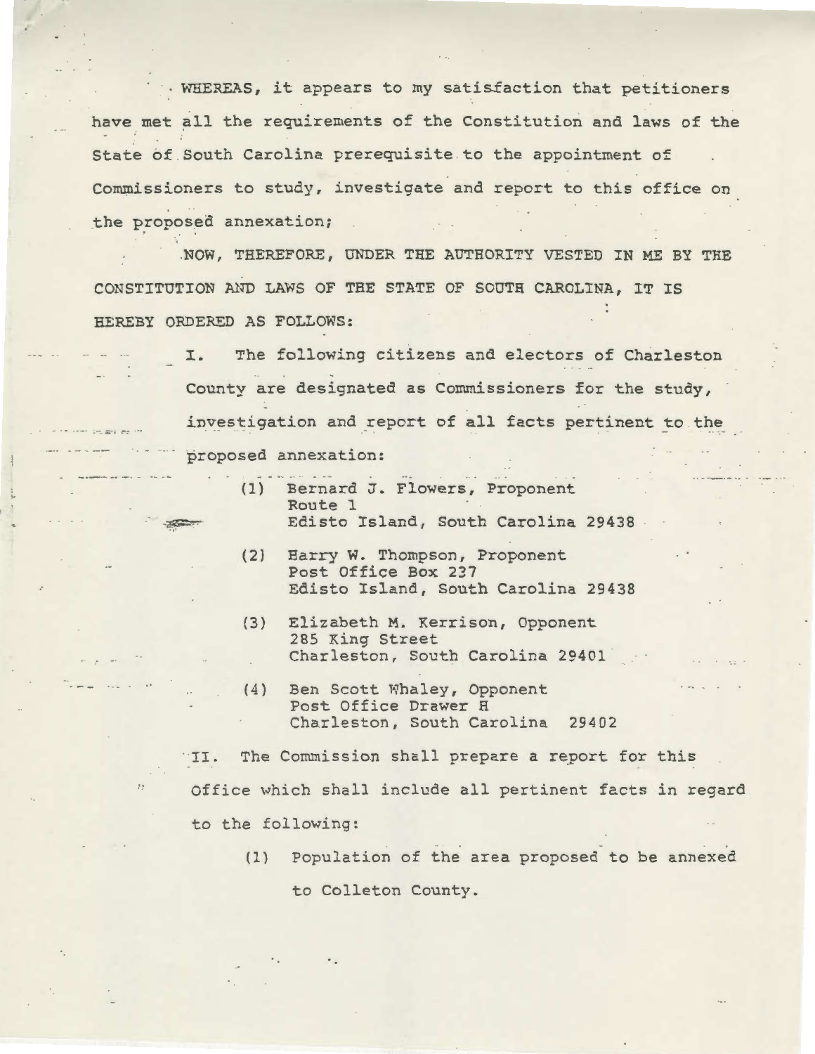WHEREAS, it appears to my satisfaction that petitioners have met all the requirements of the Constitution and laws of the State of South Carolina prerequisite to the appointment of Commissioners to study, investigate and report to this office on the proposed annexation;

NOW, THEREFORE, UNDER THE AUTHORITY VESTED IN ME BY THE CONSTITUTION AND LAWS OF THE STATE OF SOUTH CAROLINA, IT IS HEREBY ORDERED AS FOLLOWS:

I. The following citizens and electors of Charleston County are designated as Commissioners for the study, investigation and report of all facts pertinent to the proposed annexation:

(1) Bernard J. Flowers, Proponent
Route 1
Edisto Island, South Carolina 29438

(2) Harry W. Thompson, Proponent
Post Office Box 237
Edisto Island, South Carolina 29438

(3) Elizabeth M. Kerrison, Opponent
285 King Street
Charleston, South Carolina 29401

(4) Ben Scott Whaley, Opponent
Post Office Drawer H
Charleston, South Carolina 29402

II. The Commission shall prepare a report for this Office which shall include all pertinent facts in regard to the following:

(1) Population of the area proposed to be annexed to Colleton County.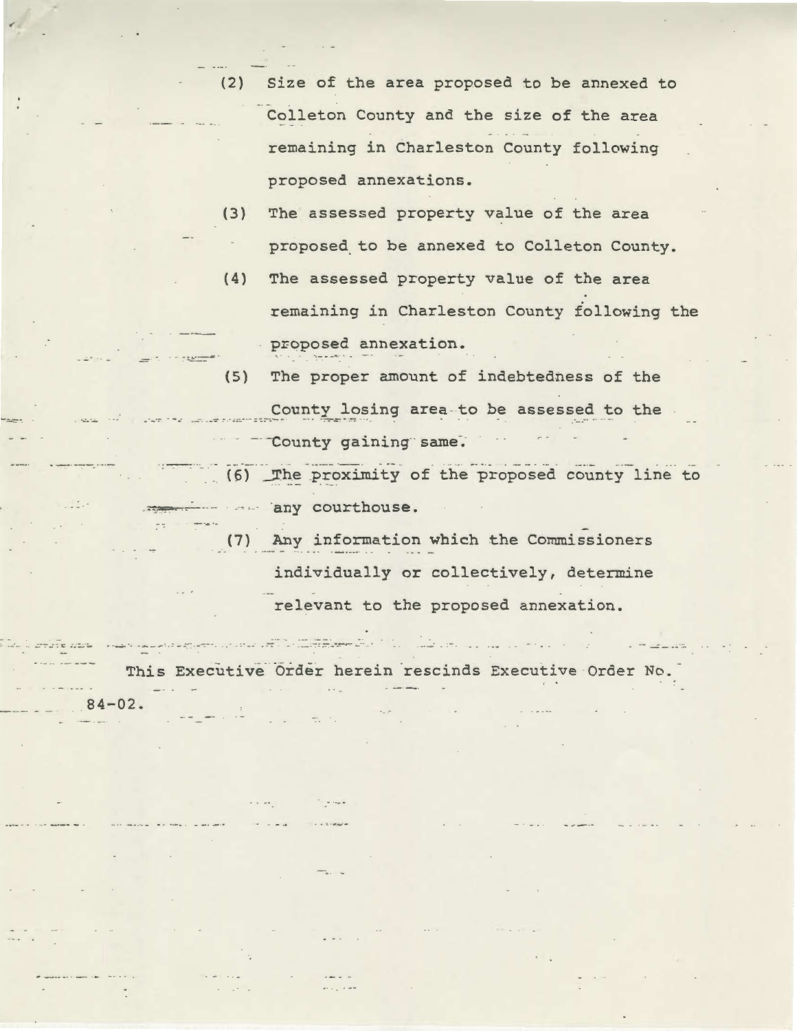(2) Size of the area proposed to be annexed to Colleton County and the size of the area remaining in Charleston County following proposed annexations.

(3) The assessed property value of the area proposed to be annexed to Colleton County.

(4) The assessed property value of the area remaining in Charleston County following the proposed annexation.

(5) The proper amount of indebtedness of the County losing area to be assessed to the County gaining same.

(6) The proximity of the proposed county line to any courthouse.

(7) Any information which the Commissioners individually or collectively, determine relevant to the proposed annexation.

This Executive Order herein rescinds Executive Order No. 84-02.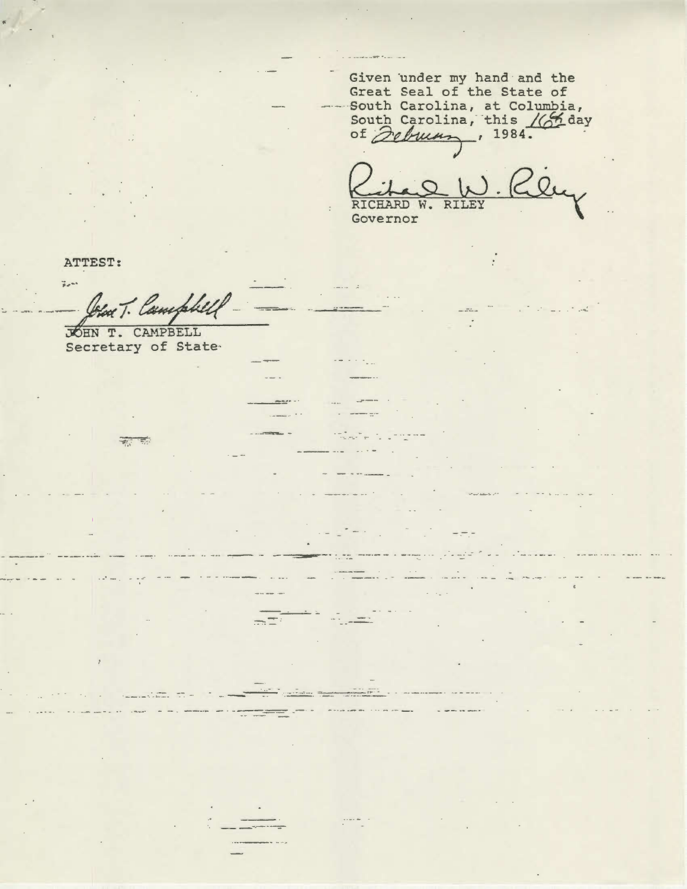Given under my hand and the Great Seal of the State of South Carolina, at Columbia, South Carolina, this 16th day of February, 1984.

Richard W. Riley

RICHARD W. RILEY
Governor

ATTEST:

John T. Campbell

JOHN T. CAMPBELL
Secretary of State